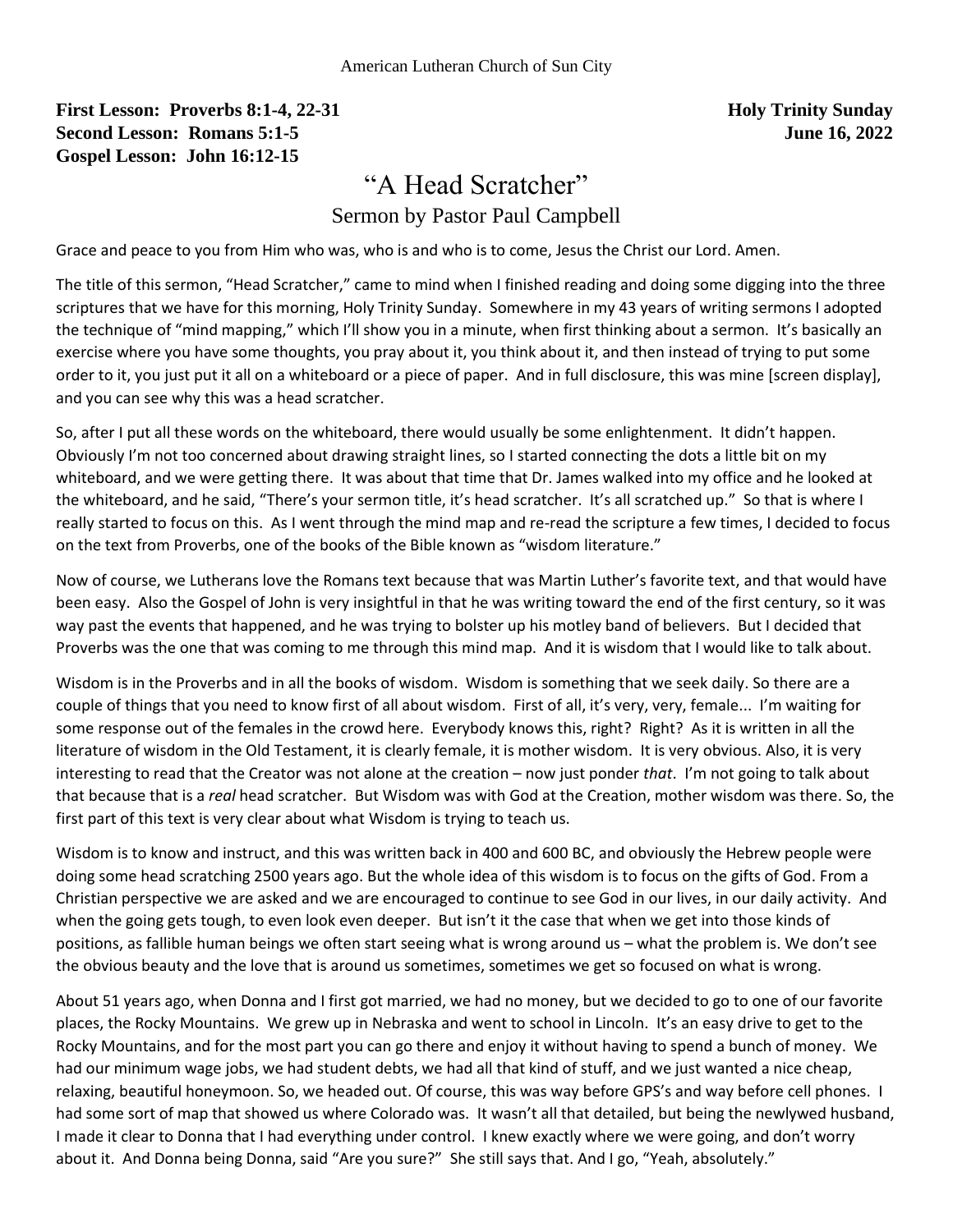American Lutheran Church of Sun City

**First Lesson: Proverbs 8:1-4, 22-31** **Holy Trinity Sunday**
**Second Lesson: Romans 5:1-5** **June 16, 2022**
**Gospel Lesson: John 16:12-15**

# "A Head Scratcher"

## Sermon by Pastor Paul Campbell

Grace and peace to you from Him who was, who is and who is to come, Jesus the Christ our Lord. Amen.

The title of this sermon, "Head Scratcher," came to mind when I finished reading and doing some digging into the three scriptures that we have for this morning, Holy Trinity Sunday. Somewhere in my 43 years of writing sermons I adopted the technique of "mind mapping," which I'll show you in a minute, when first thinking about a sermon. It's basically an exercise where you have some thoughts, you pray about it, you think about it, and then instead of trying to put some order to it, you just put it all on a whiteboard or a piece of paper. And in full disclosure, this was mine [screen display], and you can see why this was a head scratcher.

So, after I put all these words on the whiteboard, there would usually be some enlightenment. It didn't happen. Obviously I'm not too concerned about drawing straight lines, so I started connecting the dots a little bit on my whiteboard, and we were getting there. It was about that time that Dr. James walked into my office and he looked at the whiteboard, and he said, "There's your sermon title, it's head scratcher. It's all scratched up." So that is where I really started to focus on this. As I went through the mind map and re-read the scripture a few times, I decided to focus on the text from Proverbs, one of the books of the Bible known as "wisdom literature."

Now of course, we Lutherans love the Romans text because that was Martin Luther's favorite text, and that would have been easy. Also the Gospel of John is very insightful in that he was writing toward the end of the first century, so it was way past the events that happened, and he was trying to bolster up his motley band of believers. But I decided that Proverbs was the one that was coming to me through this mind map. And it is wisdom that I would like to talk about.

Wisdom is in the Proverbs and in all the books of wisdom. Wisdom is something that we seek daily. So there are a couple of things that you need to know first of all about wisdom. First of all, it's very, very, female... I'm waiting for some response out of the females in the crowd here. Everybody knows this, right? Right? As it is written in all the literature of wisdom in the Old Testament, it is clearly female, it is mother wisdom. It is very obvious. Also, it is very interesting to read that the Creator was not alone at the creation – now just ponder *that*. I'm not going to talk about that because that is a *real* head scratcher. But Wisdom was with God at the Creation, mother wisdom was there. So, the first part of this text is very clear about what Wisdom is trying to teach us.

Wisdom is to know and instruct, and this was written back in 400 and 600 BC, and obviously the Hebrew people were doing some head scratching 2500 years ago. But the whole idea of this wisdom is to focus on the gifts of God. From a Christian perspective we are asked and we are encouraged to continue to see God in our lives, in our daily activity. And when the going gets tough, to even look even deeper. But isn't it the case that when we get into those kinds of positions, as fallible human beings we often start seeing what is wrong around us – what the problem is. We don't see the obvious beauty and the love that is around us sometimes, sometimes we get so focused on what is wrong.

About 51 years ago, when Donna and I first got married, we had no money, but we decided to go to one of our favorite places, the Rocky Mountains. We grew up in Nebraska and went to school in Lincoln. It's an easy drive to get to the Rocky Mountains, and for the most part you can go there and enjoy it without having to spend a bunch of money. We had our minimum wage jobs, we had student debts, we had all that kind of stuff, and we just wanted a nice cheap, relaxing, beautiful honeymoon. So, we headed out. Of course, this was way before GPS's and way before cell phones. I had some sort of map that showed us where Colorado was. It wasn't all that detailed, but being the newlywed husband, I made it clear to Donna that I had everything under control. I knew exactly where we were going, and don't worry about it. And Donna being Donna, said "Are you sure?" She still says that. And I go, "Yeah, absolutely."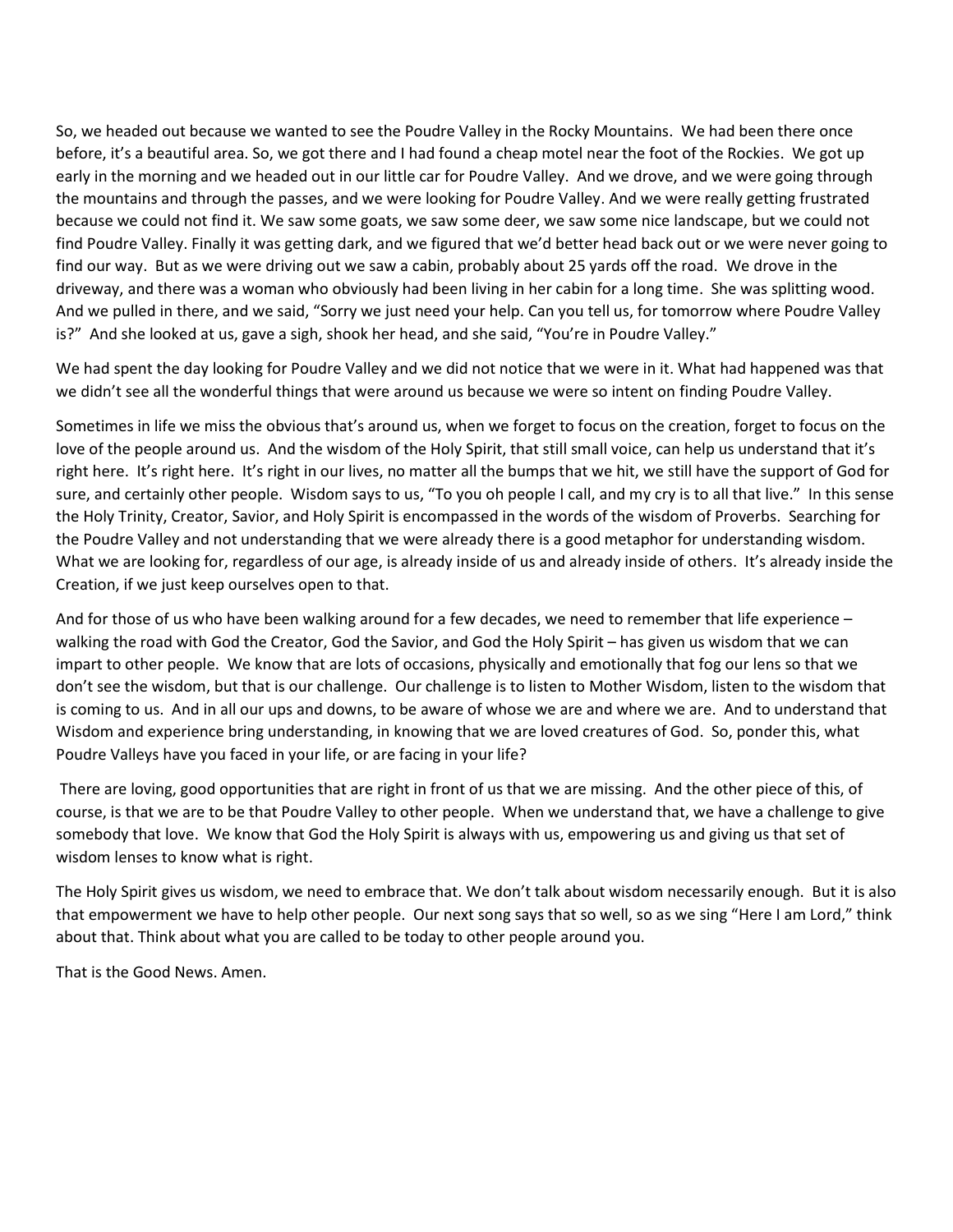So, we headed out because we wanted to see the Poudre Valley in the Rocky Mountains. We had been there once before, it's a beautiful area. So, we got there and I had found a cheap motel near the foot of the Rockies. We got up early in the morning and we headed out in our little car for Poudre Valley. And we drove, and we were going through the mountains and through the passes, and we were looking for Poudre Valley. And we were really getting frustrated because we could not find it. We saw some goats, we saw some deer, we saw some nice landscape, but we could not find Poudre Valley. Finally it was getting dark, and we figured that we'd better head back out or we were never going to find our way. But as we were driving out we saw a cabin, probably about 25 yards off the road. We drove in the driveway, and there was a woman who obviously had been living in her cabin for a long time. She was splitting wood. And we pulled in there, and we said, "Sorry we just need your help. Can you tell us, for tomorrow where Poudre Valley is?" And she looked at us, gave a sigh, shook her head, and she said, "You're in Poudre Valley."

We had spent the day looking for Poudre Valley and we did not notice that we were in it. What had happened was that we didn't see all the wonderful things that were around us because we were so intent on finding Poudre Valley.

Sometimes in life we miss the obvious that's around us, when we forget to focus on the creation, forget to focus on the love of the people around us. And the wisdom of the Holy Spirit, that still small voice, can help us understand that it's right here. It's right here. It's right in our lives, no matter all the bumps that we hit, we still have the support of God for sure, and certainly other people. Wisdom says to us, "To you oh people I call, and my cry is to all that live." In this sense the Holy Trinity, Creator, Savior, and Holy Spirit is encompassed in the words of the wisdom of Proverbs. Searching for the Poudre Valley and not understanding that we were already there is a good metaphor for understanding wisdom. What we are looking for, regardless of our age, is already inside of us and already inside of others. It's already inside the Creation, if we just keep ourselves open to that.

And for those of us who have been walking around for a few decades, we need to remember that life experience – walking the road with God the Creator, God the Savior, and God the Holy Spirit – has given us wisdom that we can impart to other people. We know that are lots of occasions, physically and emotionally that fog our lens so that we don't see the wisdom, but that is our challenge. Our challenge is to listen to Mother Wisdom, listen to the wisdom that is coming to us. And in all our ups and downs, to be aware of whose we are and where we are. And to understand that Wisdom and experience bring understanding, in knowing that we are loved creatures of God. So, ponder this, what Poudre Valleys have you faced in your life, or are facing in your life?

There are loving, good opportunities that are right in front of us that we are missing. And the other piece of this, of course, is that we are to be that Poudre Valley to other people. When we understand that, we have a challenge to give somebody that love. We know that God the Holy Spirit is always with us, empowering us and giving us that set of wisdom lenses to know what is right.

The Holy Spirit gives us wisdom, we need to embrace that. We don't talk about wisdom necessarily enough. But it is also that empowerment we have to help other people. Our next song says that so well, so as we sing "Here I am Lord," think about that. Think about what you are called to be today to other people around you.

That is the Good News. Amen.